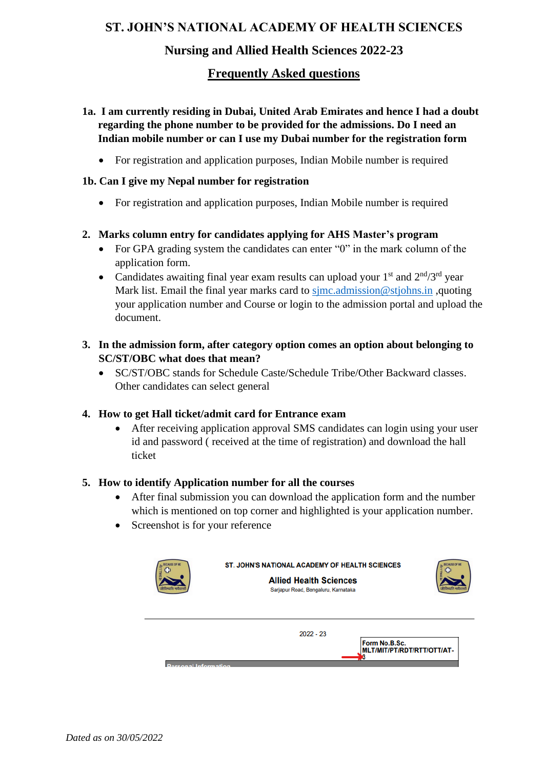# ST. JOHN'S NATIONAL ACADEMY OF HEALTH SCIENCES

## Nursing and Allied Health Sciences 2022-23

## Frequently Asked questions

**1a. I am currently residing in Dubai, United Arab Emirates and hence I had a doubt regarding the phone number to be provided for the admissions. Do I need an Indian mobile number or can I use my Dubai number for the registration form**

- For registration and application purposes, Indian Mobile number is required

**1b. Can I give my Nepal number for registration**

- For registration and application purposes, Indian Mobile number is required

**2. Marks column entry for candidates applying for AHS Master's program**

- For GPA grading system the candidates can enter "0" in the mark column of the application form.
- Candidates awaiting final year exam results can upload your 1st and 2nd/3rd year Mark list. Email the final year marks card to sjmc.admission@stjohns.in ,quoting your application number and Course or login to the admission portal and upload the document.

**3. In the admission form, after category option comes an option about belonging to SC/ST/OBC what does that mean?**

- SC/ST/OBC stands for Schedule Caste/Schedule Tribe/Other Backward classes. Other candidates can select general

**4. How to get Hall ticket/admit card for Entrance exam**

- After receiving application approval SMS candidates can login using your user id and password ( received at the time of registration) and download the hall ticket

**5. How to identify Application number for all the courses**

- After final submission you can download the application form and the number which is mentioned on top corner and highlighted is your application number.
- Screenshot is for your reference

ST. JOHN'S NATIONAL ACADEMY OF HEALTH SCIENCES

Allied Health Sciences

Sarjapur Road, Bengaluru, Karnataka

2022 - 23

Form No.B.Sc. MLT/MIT/PT/RDT/RTT/OTT/AT-3

Personal Information

*Dated as on 30/05/2022*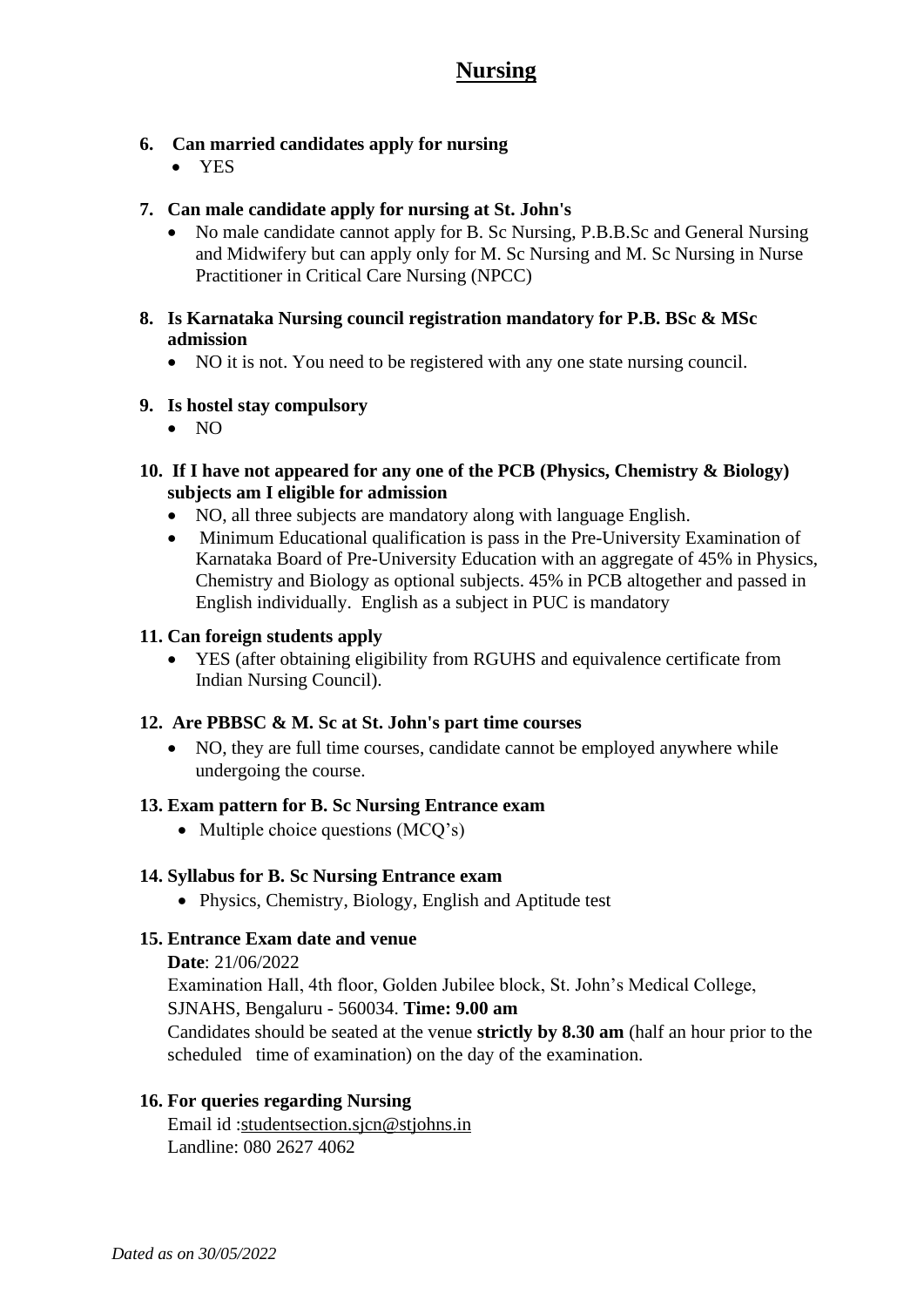# Nursing

**6. Can married candidates apply for nursing**

- YES

**7. Can male candidate apply for nursing at St. John's**

- No male candidate cannot apply for B. Sc Nursing, P.B.B.Sc and General Nursing and Midwifery but can apply only for M. Sc Nursing and M. Sc Nursing in Nurse Practitioner in Critical Care Nursing (NPCC)

**8. Is Karnataka Nursing council registration mandatory for P.B. BSc & MSc admission**

- NO it is not. You need to be registered with any one state nursing council.

**9. Is hostel stay compulsory**

- NO

**10. If I have not appeared for any one of the PCB (Physics, Chemistry & Biology) subjects am I eligible for admission**

- NO, all three subjects are mandatory along with language English.
- Minimum Educational qualification is pass in the Pre-University Examination of Karnataka Board of Pre-University Education with an aggregate of 45% in Physics, Chemistry and Biology as optional subjects. 45% in PCB altogether and passed in English individually. English as a subject in PUC is mandatory

**11. Can foreign students apply**

- YES (after obtaining eligibility from RGUHS and equivalence certificate from Indian Nursing Council).

**12. Are PBBSC & M. Sc at St. John's part time courses**

- NO, they are full time courses, candidate cannot be employed anywhere while undergoing the course.

**13. Exam pattern for B. Sc Nursing Entrance exam**

- Multiple choice questions (MCQ's)

**14. Syllabus for B. Sc Nursing Entrance exam**

- Physics, Chemistry, Biology, English and Aptitude test

**15. Entrance Exam date and venue**

**Date**: 21/06/2022
Examination Hall, 4th floor, Golden Jubilee block, St. John's Medical College, SJNAHS, Bengaluru - 560034. **Time: 9.00 am**
Candidates should be seated at the venue **strictly by 8.30 am** (half an hour prior to the scheduled time of examination) on the day of the examination.

**16. For queries regarding Nursing**

Email id :studentsection.sjcn@stjohns.in
Landline: 080 2627 4062

*Dated as on 30/05/2022*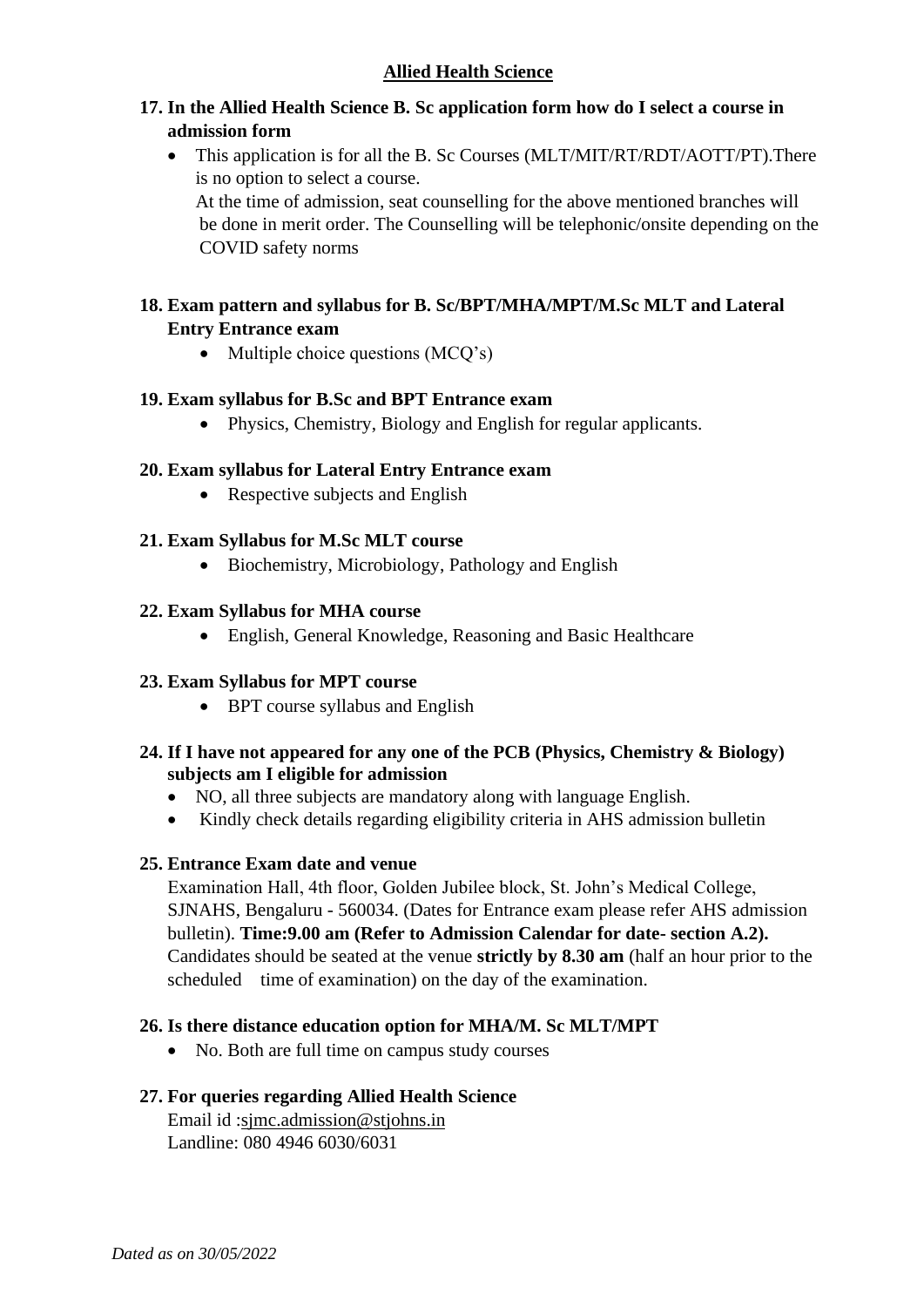## Allied Health Science

**17. In the Allied Health Science B. Sc application form how do I select a course in admission form**

- This application is for all the B. Sc Courses (MLT/MIT/RT/RDT/AOTT/PT).There is no option to select a course.
  At the time of admission, seat counselling for the above mentioned branches will be done in merit order. The Counselling will be telephonic/onsite depending on the COVID safety norms

**18. Exam pattern and syllabus for B. Sc/BPT/MHA/MPT/M.Sc MLT and Lateral Entry Entrance exam**

- Multiple choice questions (MCQ's)

**19. Exam syllabus for B.Sc and BPT Entrance exam**

- Physics, Chemistry, Biology and English for regular applicants.

**20. Exam syllabus for Lateral Entry Entrance exam**

- Respective subjects and English

**21. Exam Syllabus for M.Sc MLT course**

- Biochemistry, Microbiology, Pathology and English

**22. Exam Syllabus for MHA course**

- English, General Knowledge, Reasoning and Basic Healthcare

**23. Exam Syllabus for MPT course**

- BPT course syllabus and English

**24. If I have not appeared for any one of the PCB (Physics, Chemistry & Biology) subjects am I eligible for admission**

- NO, all three subjects are mandatory along with language English.
- Kindly check details regarding eligibility criteria in AHS admission bulletin

**25. Entrance Exam date and venue**

Examination Hall, 4th floor, Golden Jubilee block, St. John's Medical College, SJNAHS, Bengaluru - 560034. (Dates for Entrance exam please refer AHS admission bulletin). **Time:9.00 am (Refer to Admission Calendar for date- section A.2).** Candidates should be seated at the venue **strictly by 8.30 am** (half an hour prior to the scheduled time of examination) on the day of the examination.

**26. Is there distance education option for MHA/M. Sc MLT/MPT**

- No. Both are full time on campus study courses

**27. For queries regarding Allied Health Science**

Email id :sjmc.admission@stjohns.in
Landline: 080 4946 6030/6031

*Dated as on 30/05/2022*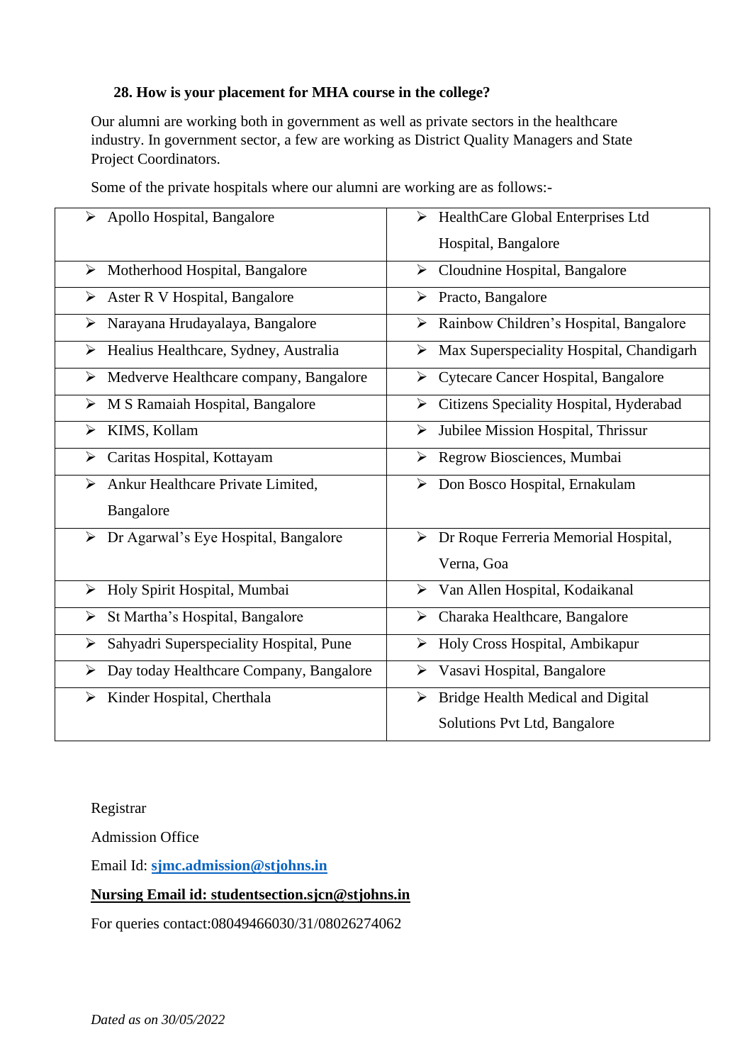**28. How is your placement for MHA course in the college?**

Our alumni are working both in government as well as private sectors in the healthcare industry. In government sector, a few are working as District Quality Managers and State Project Coordinators.

Some of the private hospitals where our alumni are working are as follows:-

| | |
|---|---|
| ➢ Apollo Hospital, Bangalore | ➢ HealthCare Global Enterprises Ltd Hospital, Bangalore |
| ➢ Motherhood Hospital, Bangalore | ➢ Cloudnine Hospital, Bangalore |
| ➢ Aster R V Hospital, Bangalore | ➢ Practo, Bangalore |
| ➢ Narayana Hrudayalaya, Bangalore | ➢ Rainbow Children's Hospital, Bangalore |
| ➢ Healius Healthcare, Sydney, Australia | ➢ Max Superspeciality Hospital, Chandigarh |
| ➢ Medverve Healthcare company, Bangalore | ➢ Cytecare Cancer Hospital, Bangalore |
| ➢ M S Ramaiah Hospital, Bangalore | ➢ Citizens Speciality Hospital, Hyderabad |
| ➢ KIMS, Kollam | ➢ Jubilee Mission Hospital, Thrissur |
| ➢ Caritas Hospital, Kottayam | ➢ Regrow Biosciences, Mumbai |
| ➢ Ankur Healthcare Private Limited, Bangalore | ➢ Don Bosco Hospital, Ernakulam |
| ➢ Dr Agarwal's Eye Hospital, Bangalore | ➢ Dr Roque Ferreria Memorial Hospital, Verna, Goa |
| ➢ Holy Spirit Hospital, Mumbai | ➢ Van Allen Hospital, Kodaikanal |
| ➢ St Martha's Hospital, Bangalore | ➢ Charaka Healthcare, Bangalore |
| ➢ Sahyadri Superspeciality Hospital, Pune | ➢ Holy Cross Hospital, Ambikapur |
| ➢ Day today Healthcare Company, Bangalore | ➢ Vasavi Hospital, Bangalore |
| ➢ Kinder Hospital, Cherthala | ➢ Bridge Health Medical and Digital Solutions Pvt Ltd, Bangalore |

Registrar

Admission Office

Email Id: **sjmc.admission@stjohns.in**

**Nursing Email id: studentsection.sjcn@stjohns.in**

For queries contact:08049466030/31/08026274062

*Dated as on 30/05/2022*